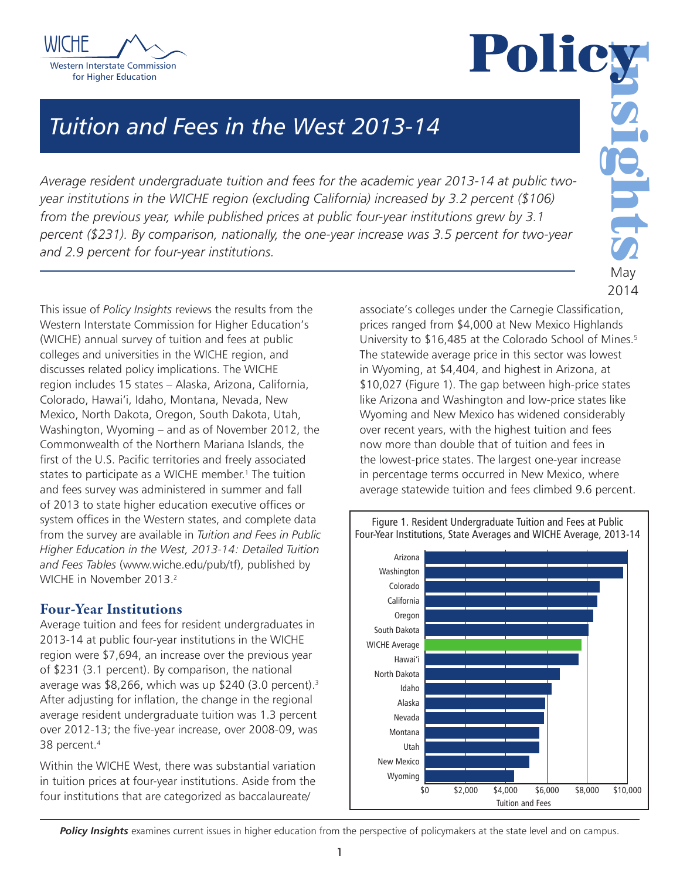# Tuition and Fees in the West 2013-14

*Average resident undergraduate tuition and fees for the academic year 2013-14 at public two-year institutions in the WICHE region (excluding California) increased by 3.2 percent ($106) from the previous year, while published prices at public four-year institutions grew by 3.1 percent ($231). By comparison, nationally, the one-year increase was 3.5 percent for two-year and 2.9 percent for four-year institutions.*

This issue of *Policy Insights* reviews the results from the Western Interstate Commission for Higher Education's (WICHE) annual survey of tuition and fees at public colleges and universities in the WICHE region, and discusses related policy implications. The WICHE region includes 15 states – Alaska, Arizona, California, Colorado, Hawai'i, Idaho, Montana, Nevada, New Mexico, North Dakota, Oregon, South Dakota, Utah, Washington, Wyoming – and as of November 2012, the Commonwealth of the Northern Mariana Islands, the first of the U.S. Pacific territories and freely associated states to participate as a WICHE member.[1] The tuition and fees survey was administered in summer and fall of 2013 to state higher education executive offices or system offices in the Western states, and complete data from the survey are available in *Tuition and Fees in Public Higher Education in the West, 2013-14: Detailed Tuition and Fees Tables* (www.wiche.edu/pub/tf), published by WICHE in November 2013.[2]

## Four-Year Institutions

Average tuition and fees for resident undergraduates in 2013-14 at public four-year institutions in the WICHE region were $7,694, an increase over the previous year of $231 (3.1 percent). By comparison, the national average was $8,266, which was up $240 (3.0 percent).[3] After adjusting for inflation, the change in the regional average resident undergraduate tuition was 1.3 percent over 2012-13; the five-year increase, over 2008-09, was 38 percent.[4]

Within the WICHE West, there was substantial variation in tuition prices at four-year institutions. Aside from the four institutions that are categorized as baccalaureate/associate's colleges under the Carnegie Classification, prices ranged from $4,000 at New Mexico Highlands University to $16,485 at the Colorado School of Mines.[5] The statewide average price in this sector was lowest in Wyoming, at $4,404, and highest in Arizona, at $10,027 (Figure 1). The gap between high-price states like Arizona and Washington and low-price states like Wyoming and New Mexico has widened considerably over recent years, with the highest tuition and fees now more than double that of tuition and fees in the lowest-price states. The largest one-year increase in percentage terms occurred in New Mexico, where average statewide tuition and fees climbed 9.6 percent.

Figure 1. Resident Undergraduate Tuition and Fees at Public Four-Year Institutions, State Averages and WICHE Average, 2013-14

(Bar chart, horizontal axis "Tuition and Fees" from $0 to $10,000; states in descending order: Arizona, Washington, Colorado, California, Oregon, South Dakota, WICHE Average, Hawai'i, North Dakota, Idaho, Alaska, Nevada, Montana, Utah, New Mexico, Wyoming)

***Policy Insights*** examines current issues in higher education from the perspective of policymakers at the state level and on campus.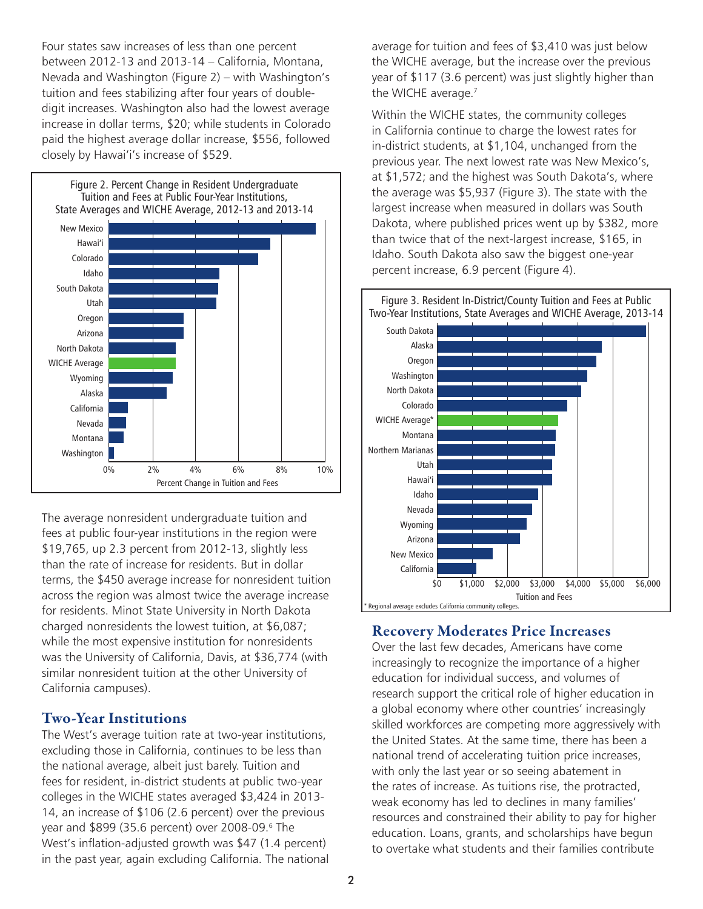Four states saw increases of less than one percent between 2012-13 and 2013-14 – California, Montana, Nevada and Washington (Figure 2) – with Washington's tuition and fees stabilizing after four years of double-digit increases. Washington also had the lowest average increase in dollar terms, $20; while students in Colorado paid the highest average dollar increase, $556, followed closely by Hawai'i's increase of $529.

Figure 2. Percent Change in Resident Undergraduate Tuition and Fees at Public Four-Year Institutions, State Averages and WICHE Average, 2012-13 and 2013-14

The average nonresident undergraduate tuition and fees at public four-year institutions in the region were $19,765, up 2.3 percent from 2012-13, slightly less than the rate of increase for residents. But in dollar terms, the $450 average increase for nonresident tuition across the region was almost twice the average increase for residents. Minot State University in North Dakota charged nonresidents the lowest tuition, at $6,087; while the most expensive institution for nonresidents was the University of California, Davis, at $36,774 (with similar nonresident tuition at the other University of California campuses).

## Two-Year Institutions

The West's average tuition rate at two-year institutions, excluding those in California, continues to be less than the national average, albeit just barely. Tuition and fees for resident, in-district students at public two-year colleges in the WICHE states averaged $3,424 in 2013-14, an increase of $106 (2.6 percent) over the previous year and $899 (35.6 percent) over 2008-09.[6] The West's inflation-adjusted growth was $47 (1.4 percent) in the past year, again excluding California. The national average for tuition and fees of $3,410 was just below the WICHE average, but the increase over the previous year of $117 (3.6 percent) was just slightly higher than the WICHE average.[7]

Within the WICHE states, the community colleges in California continue to charge the lowest rates for in-district students, at $1,104, unchanged from the previous year. The next lowest rate was New Mexico's, at $1,572; and the highest was South Dakota's, where the average was $5,937 (Figure 3). The state with the largest increase when measured in dollars was South Dakota, where published prices went up by $382, more than twice that of the next-largest increase, $165, in Idaho. South Dakota also saw the biggest one-year percent increase, 6.9 percent (Figure 4).

Figure 3. Resident In-District/County Tuition and Fees at Public Two-Year Institutions, State Averages and WICHE Average, 2013-14

\* Regional average excludes California community colleges.

## Recovery Moderates Price Increases

Over the last few decades, Americans have come increasingly to recognize the importance of a higher education for individual success, and volumes of research support the critical role of higher education in a global economy where other countries' increasingly skilled workforces are competing more aggressively with the United States. At the same time, there has been a national trend of accelerating tuition price increases, with only the last year or so seeing abatement in the rates of increase. As tuitions rise, the protracted, weak economy has led to declines in many families' resources and constrained their ability to pay for higher education. Loans, grants, and scholarships have begun to overtake what students and their families contribute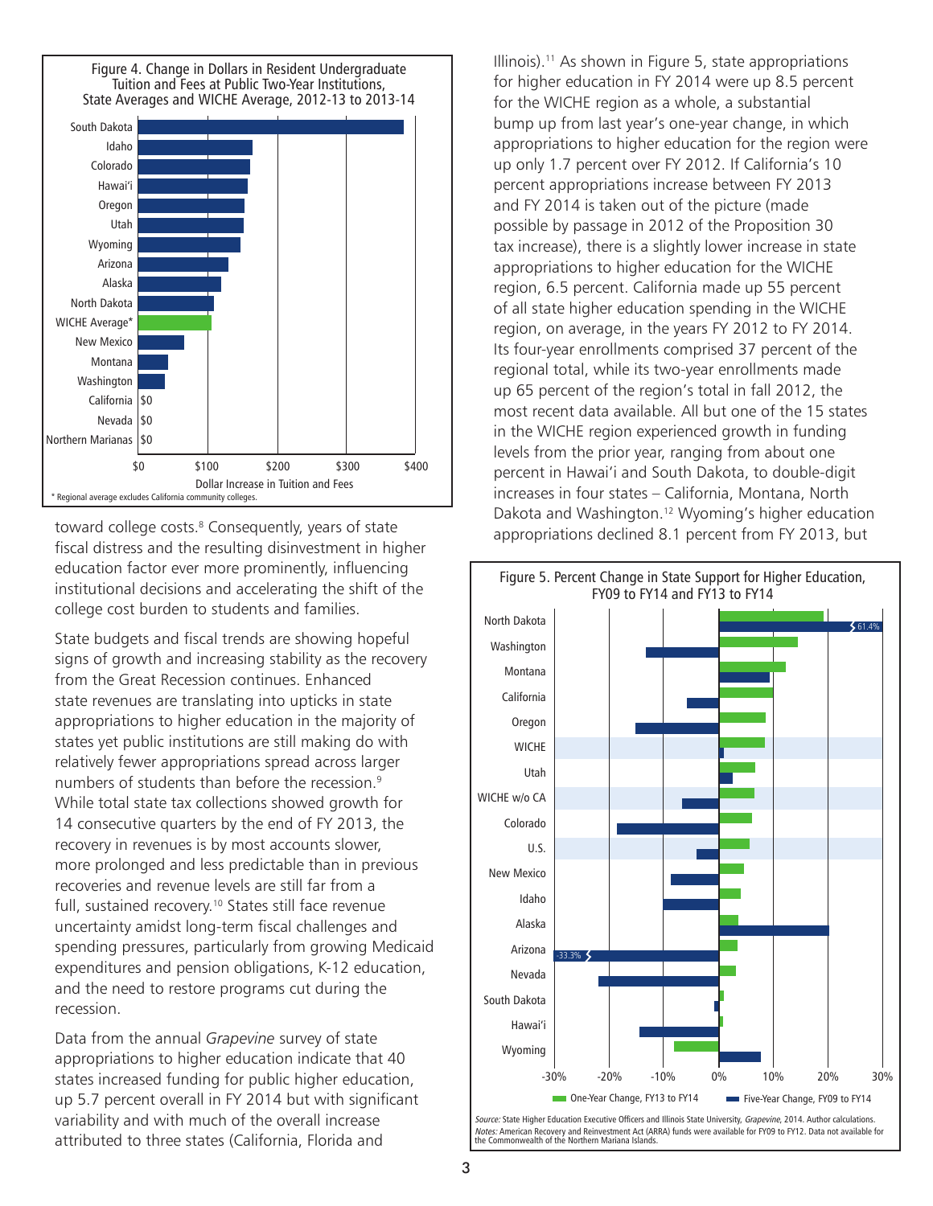Figure 4. Change in Dollars in Resident Undergraduate Tuition and Fees at Public Two-Year Institutions, State Averages and WICHE Average, 2012-13 to 2013-14

\* Regional average excludes California community colleges.

toward college costs.[8] Consequently, years of state fiscal distress and the resulting disinvestment in higher education factor ever more prominently, influencing institutional decisions and accelerating the shift of the college cost burden to students and families.

State budgets and fiscal trends are showing hopeful signs of growth and increasing stability as the recovery from the Great Recession continues. Enhanced state revenues are translating into upticks in state appropriations to higher education in the majority of states yet public institutions are still making do with relatively fewer appropriations spread across larger numbers of students than before the recession.[9] While total state tax collections showed growth for 14 consecutive quarters by the end of FY 2013, the recovery in revenues is by most accounts slower, more prolonged and less predictable than in previous recoveries and revenue levels are still far from a full, sustained recovery.[10] States still face revenue uncertainty amidst long-term fiscal challenges and spending pressures, particularly from growing Medicaid expenditures and pension obligations, K-12 education, and the need to restore programs cut during the recession.

Data from the annual *Grapevine* survey of state appropriations to higher education indicate that 40 states increased funding for public higher education, up 5.7 percent overall in FY 2014 but with significant variability and with much of the overall increase attributed to three states (California, Florida and Illinois).[11] As shown in Figure 5, state appropriations for higher education in FY 2014 were up 8.5 percent for the WICHE region as a whole, a substantial bump up from last year's one-year change, in which appropriations to higher education for the region were up only 1.7 percent over FY 2012. If California's 10 percent appropriations increase between FY 2013 and FY 2014 is taken out of the picture (made possible by passage in 2012 of the Proposition 30 tax increase), there is a slightly lower increase in state appropriations to higher education for the WICHE region, 6.5 percent. California made up 55 percent of all state higher education spending in the WICHE region, on average, in the years FY 2012 to FY 2014. Its four-year enrollments comprised 37 percent of the regional total, while its two-year enrollments made up 65 percent of the region's total in fall 2012, the most recent data available. All but one of the 15 states in the WICHE region experienced growth in funding levels from the prior year, ranging from about one percent in Hawai'i and South Dakota, to double-digit increases in four states – California, Montana, North Dakota and Washington.[12] Wyoming's higher education appropriations declined 8.1 percent from FY 2013, but

Figure 5. Percent Change in State Support for Higher Education, FY09 to FY14 and FY13 to FY14

*Source:* State Higher Education Executive Officers and Illinois State University, *Grapevine*, 2014. Author calculations.
*Notes:* American Recovery and Reinvestment Act (ARRA) funds were available for FY09 to FY12. Data not available for the Commonwealth of the Northern Mariana Islands.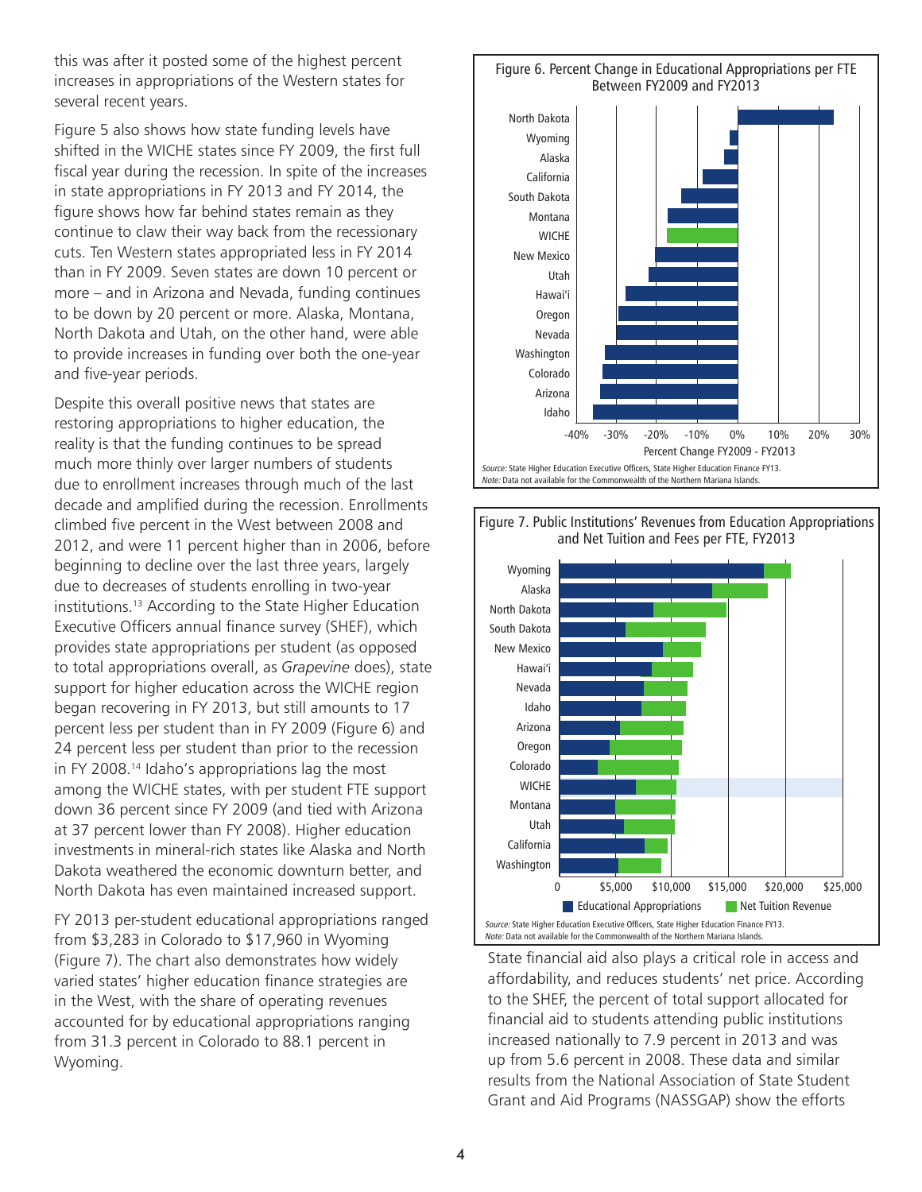this was after it posted some of the highest percent increases in appropriations of the Western states for several recent years.

Figure 5 also shows how state funding levels have shifted in the WICHE states since FY 2009, the first full fiscal year during the recession. In spite of the increases in state appropriations in FY 2013 and FY 2014, the figure shows how far behind states remain as they continue to claw their way back from the recessionary cuts. Ten Western states appropriated less in FY 2014 than in FY 2009. Seven states are down 10 percent or more – and in Arizona and Nevada, funding continues to be down by 20 percent or more. Alaska, Montana, North Dakota and Utah, on the other hand, were able to provide increases in funding over both the one-year and five-year periods.

Despite this overall positive news that states are restoring appropriations to higher education, the reality is that the funding continues to be spread much more thinly over larger numbers of students due to enrollment increases through much of the last decade and amplified during the recession. Enrollments climbed five percent in the West between 2008 and 2012, and were 11 percent higher than in 2006, before beginning to decline over the last three years, largely due to decreases of students enrolling in two-year institutions.[13] According to the State Higher Education Executive Officers annual finance survey (SHEF), which provides state appropriations per student (as opposed to total appropriations overall, as *Grapevine* does), state support for higher education across the WICHE region began recovering in FY 2013, but still amounts to 17 percent less per student than in FY 2009 (Figure 6) and 24 percent less per student than prior to the recession in FY 2008.[14] Idaho's appropriations lag the most among the WICHE states, with per student FTE support down 36 percent since FY 2009 (and tied with Arizona at 37 percent lower than FY 2008). Higher education investments in mineral-rich states like Alaska and North Dakota weathered the economic downturn better, and North Dakota has even maintained increased support.

FY 2013 per-student educational appropriations ranged from $3,283 in Colorado to $17,960 in Wyoming (Figure 7). The chart also demonstrates how widely varied states' higher education finance strategies are in the West, with the share of operating revenues accounted for by educational appropriations ranging from 31.3 percent in Colorado to 88.1 percent in Wyoming.

Figure 6. Percent Change in Educational Appropriations per FTE Between FY2009 and FY2013

*Source:* State Higher Education Executive Officers, State Higher Education Finance FY13.
*Note:* Data not available for the Commonwealth of the Northern Mariana Islands.

Figure 7. Public Institutions' Revenues from Education Appropriations and Net Tuition and Fees per FTE, FY2013

*Source:* State Higher Education Executive Officers, State Higher Education Finance FY13.
*Note:* Data not available for the Commonwealth of the Northern Mariana Islands.

State financial aid also plays a critical role in access and affordability, and reduces students' net price. According to the SHEF, the percent of total support allocated for financial aid to students attending public institutions increased nationally to 7.9 percent in 2013 and was up from 5.6 percent in 2008. These data and similar results from the National Association of State Student Grant and Aid Programs (NASSGAP) show the efforts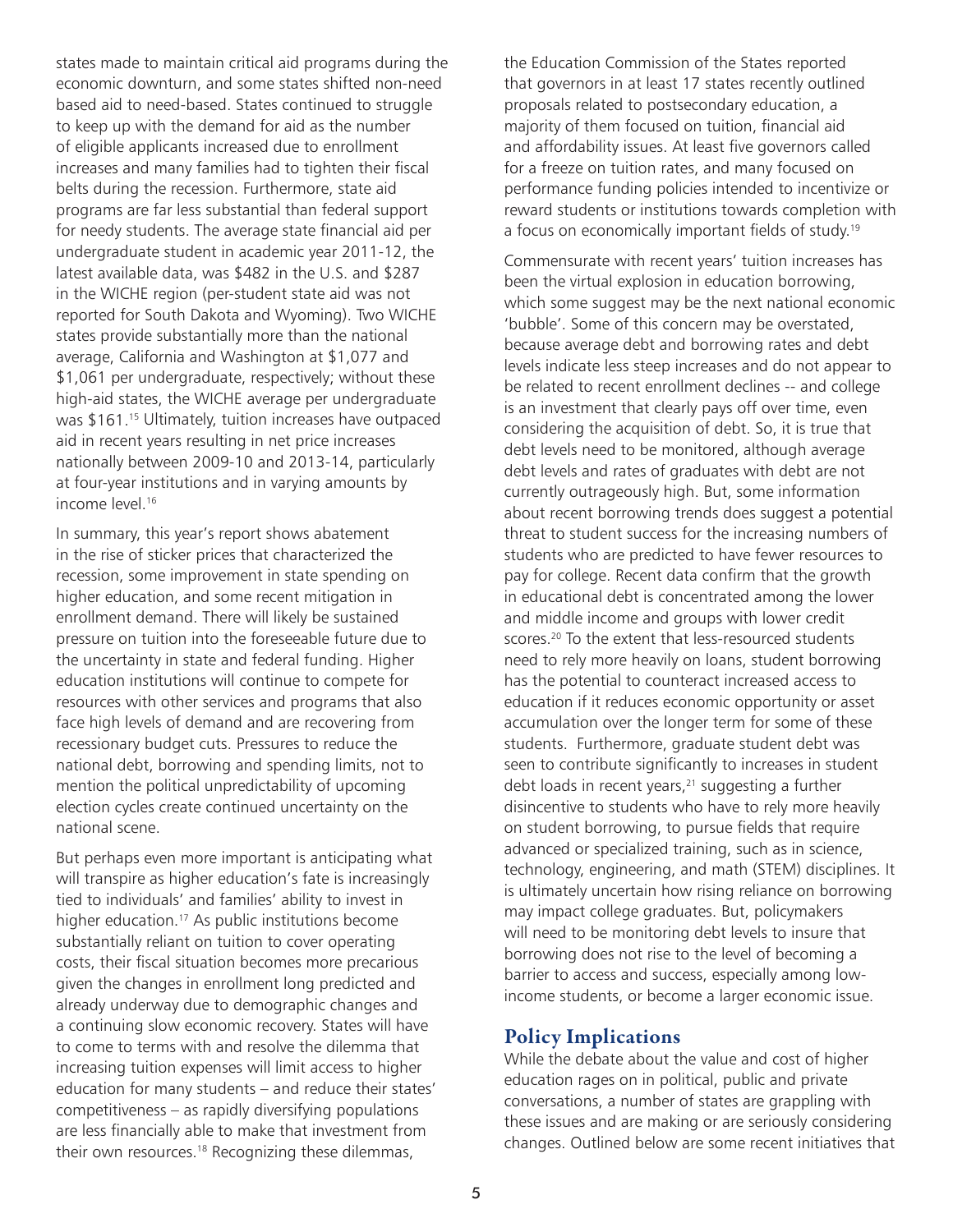states made to maintain critical aid programs during the economic downturn, and some states shifted non-need based aid to need-based. States continued to struggle to keep up with the demand for aid as the number of eligible applicants increased due to enrollment increases and many families had to tighten their fiscal belts during the recession. Furthermore, state aid programs are far less substantial than federal support for needy students. The average state financial aid per undergraduate student in academic year 2011-12, the latest available data, was $482 in the U.S. and $287 in the WICHE region (per-student state aid was not reported for South Dakota and Wyoming). Two WICHE states provide substantially more than the national average, California and Washington at $1,077 and $1,061 per undergraduate, respectively; without these high-aid states, the WICHE average per undergraduate was $161.[15] Ultimately, tuition increases have outpaced aid in recent years resulting in net price increases nationally between 2009-10 and 2013-14, particularly at four-year institutions and in varying amounts by income level.[16]

In summary, this year's report shows abatement in the rise of sticker prices that characterized the recession, some improvement in state spending on higher education, and some recent mitigation in enrollment demand. There will likely be sustained pressure on tuition into the foreseeable future due to the uncertainty in state and federal funding. Higher education institutions will continue to compete for resources with other services and programs that also face high levels of demand and are recovering from recessionary budget cuts. Pressures to reduce the national debt, borrowing and spending limits, not to mention the political unpredictability of upcoming election cycles create continued uncertainty on the national scene.

But perhaps even more important is anticipating what will transpire as higher education's fate is increasingly tied to individuals' and families' ability to invest in higher education.[17] As public institutions become substantially reliant on tuition to cover operating costs, their fiscal situation becomes more precarious given the changes in enrollment long predicted and already underway due to demographic changes and a continuing slow economic recovery. States will have to come to terms with and resolve the dilemma that increasing tuition expenses will limit access to higher education for many students – and reduce their states' competitiveness – as rapidly diversifying populations are less financially able to make that investment from their own resources.[18] Recognizing these dilemmas, the Education Commission of the States reported that governors in at least 17 states recently outlined proposals related to postsecondary education, a majority of them focused on tuition, financial aid and affordability issues. At least five governors called for a freeze on tuition rates, and many focused on performance funding policies intended to incentivize or reward students or institutions towards completion with a focus on economically important fields of study.[19]

Commensurate with recent years' tuition increases has been the virtual explosion in education borrowing, which some suggest may be the next national economic 'bubble'. Some of this concern may be overstated, because average debt and borrowing rates and debt levels indicate less steep increases and do not appear to be related to recent enrollment declines -- and college is an investment that clearly pays off over time, even considering the acquisition of debt. So, it is true that debt levels need to be monitored, although average debt levels and rates of graduates with debt are not currently outrageously high. But, some information about recent borrowing trends does suggest a potential threat to student success for the increasing numbers of students who are predicted to have fewer resources to pay for college. Recent data confirm that the growth in educational debt is concentrated among the lower and middle income and groups with lower credit scores.[20] To the extent that less-resourced students need to rely more heavily on loans, student borrowing has the potential to counteract increased access to education if it reduces economic opportunity or asset accumulation over the longer term for some of these students. Furthermore, graduate student debt was seen to contribute significantly to increases in student debt loads in recent years,[21] suggesting a further disincentive to students who have to rely more heavily on student borrowing, to pursue fields that require advanced or specialized training, such as in science, technology, engineering, and math (STEM) disciplines. It is ultimately uncertain how rising reliance on borrowing may impact college graduates. But, policymakers will need to be monitoring debt levels to insure that borrowing does not rise to the level of becoming a barrier to access and success, especially among low-income students, or become a larger economic issue.

## Policy Implications

While the debate about the value and cost of higher education rages on in political, public and private conversations, a number of states are grappling with these issues and are making or are seriously considering changes. Outlined below are some recent initiatives that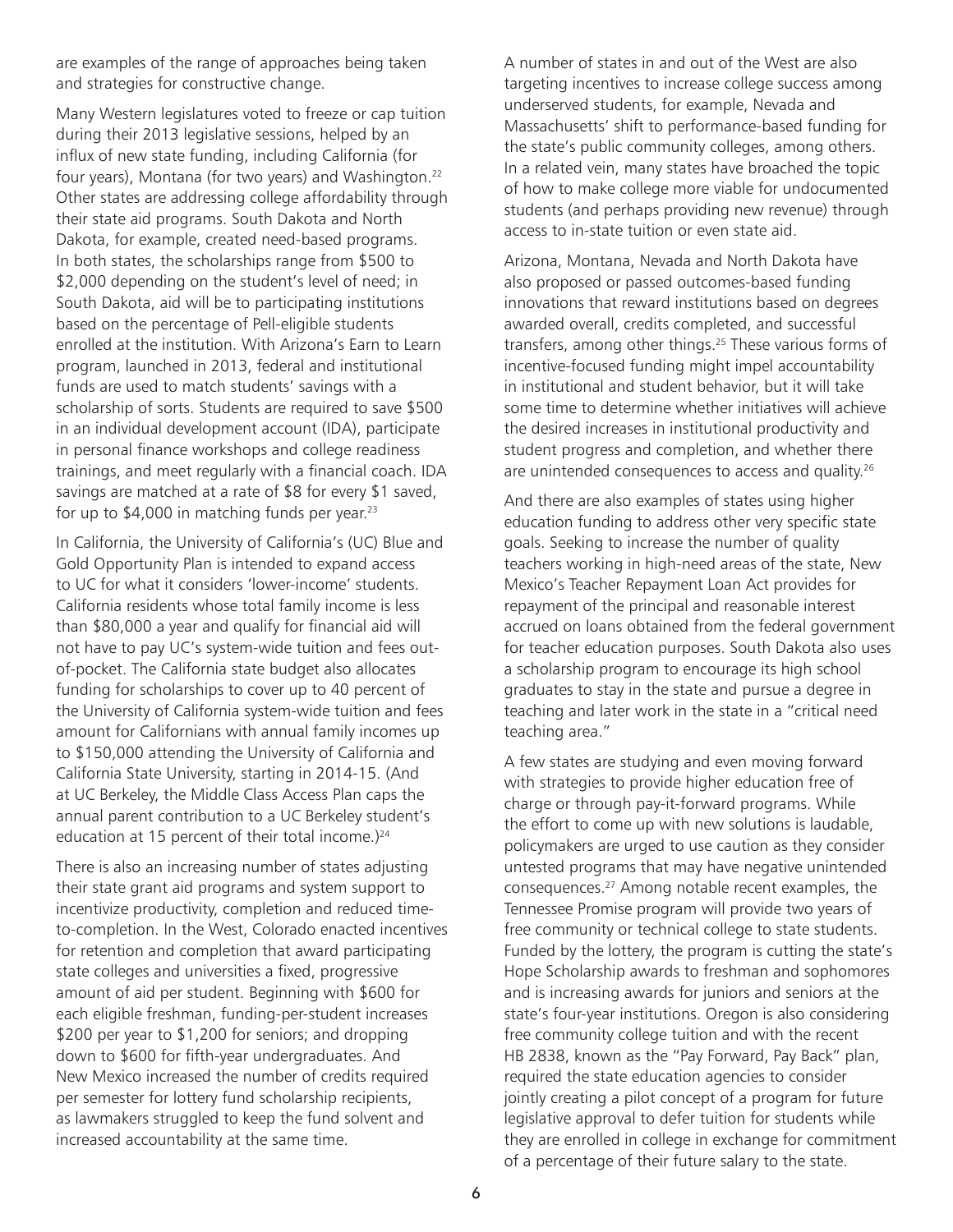are examples of the range of approaches being taken and strategies for constructive change.

Many Western legislatures voted to freeze or cap tuition during their 2013 legislative sessions, helped by an influx of new state funding, including California (for four years), Montana (for two years) and Washington.[22] Other states are addressing college affordability through their state aid programs. South Dakota and North Dakota, for example, created need-based programs. In both states, the scholarships range from $500 to $2,000 depending on the student's level of need; in South Dakota, aid will be to participating institutions based on the percentage of Pell-eligible students enrolled at the institution. With Arizona's Earn to Learn program, launched in 2013, federal and institutional funds are used to match students' savings with a scholarship of sorts. Students are required to save $500 in an individual development account (IDA), participate in personal finance workshops and college readiness trainings, and meet regularly with a financial coach. IDA savings are matched at a rate of $8 for every $1 saved, for up to $4,000 in matching funds per year.[23]

In California, the University of California's (UC) Blue and Gold Opportunity Plan is intended to expand access to UC for what it considers 'lower-income' students. California residents whose total family income is less than $80,000 a year and qualify for financial aid will not have to pay UC's system-wide tuition and fees out-of-pocket. The California state budget also allocates funding for scholarships to cover up to 40 percent of the University of California system-wide tuition and fees amount for Californians with annual family incomes up to $150,000 attending the University of California and California State University, starting in 2014-15. (And at UC Berkeley, the Middle Class Access Plan caps the annual parent contribution to a UC Berkeley student's education at 15 percent of their total income.)[24]

There is also an increasing number of states adjusting their state grant aid programs and system support to incentivize productivity, completion and reduced time-to-completion. In the West, Colorado enacted incentives for retention and completion that award participating state colleges and universities a fixed, progressive amount of aid per student. Beginning with $600 for each eligible freshman, funding-per-student increases $200 per year to $1,200 for seniors; and dropping down to $600 for fifth-year undergraduates. And New Mexico increased the number of credits required per semester for lottery fund scholarship recipients, as lawmakers struggled to keep the fund solvent and increased accountability at the same time.

A number of states in and out of the West are also targeting incentives to increase college success among underserved students, for example, Nevada and Massachusetts' shift to performance-based funding for the state's public community colleges, among others. In a related vein, many states have broached the topic of how to make college more viable for undocumented students (and perhaps providing new revenue) through access to in-state tuition or even state aid.

Arizona, Montana, Nevada and North Dakota have also proposed or passed outcomes-based funding innovations that reward institutions based on degrees awarded overall, credits completed, and successful transfers, among other things.[25] These various forms of incentive-focused funding might impel accountability in institutional and student behavior, but it will take some time to determine whether initiatives will achieve the desired increases in institutional productivity and student progress and completion, and whether there are unintended consequences to access and quality.[26]

And there are also examples of states using higher education funding to address other very specific state goals. Seeking to increase the number of quality teachers working in high-need areas of the state, New Mexico's Teacher Repayment Loan Act provides for repayment of the principal and reasonable interest accrued on loans obtained from the federal government for teacher education purposes. South Dakota also uses a scholarship program to encourage its high school graduates to stay in the state and pursue a degree in teaching and later work in the state in a "critical need teaching area."

A few states are studying and even moving forward with strategies to provide higher education free of charge or through pay-it-forward programs. While the effort to come up with new solutions is laudable, policymakers are urged to use caution as they consider untested programs that may have negative unintended consequences.[27] Among notable recent examples, the Tennessee Promise program will provide two years of free community or technical college to state students. Funded by the lottery, the program is cutting the state's Hope Scholarship awards to freshman and sophomores and is increasing awards for juniors and seniors at the state's four-year institutions. Oregon is also considering free community college tuition and with the recent HB 2838, known as the "Pay Forward, Pay Back" plan, required the state education agencies to consider jointly creating a pilot concept of a program for future legislative approval to defer tuition for students while they are enrolled in college in exchange for commitment of a percentage of their future salary to the state.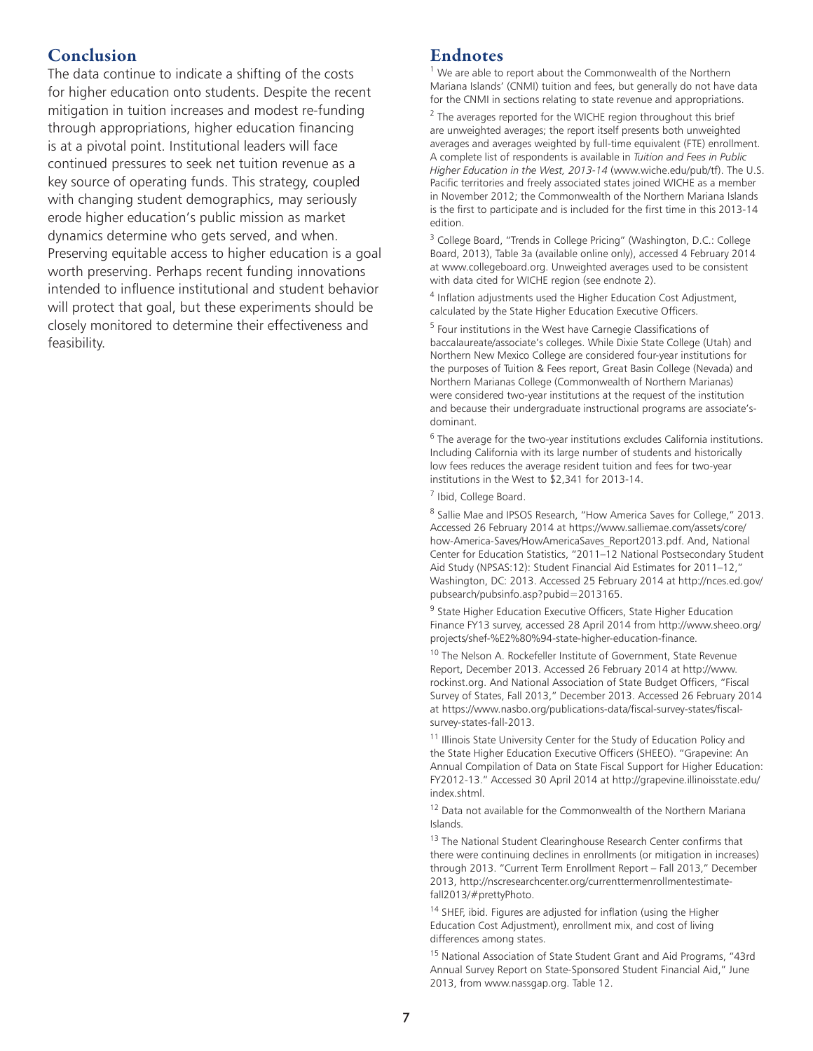## Conclusion

The data continue to indicate a shifting of the costs for higher education onto students. Despite the recent mitigation in tuition increases and modest re-funding through appropriations, higher education financing is at a pivotal point. Institutional leaders will face continued pressures to seek net tuition revenue as a key source of operating funds. This strategy, coupled with changing student demographics, may seriously erode higher education's public mission as market dynamics determine who gets served, and when. Preserving equitable access to higher education is a goal worth preserving. Perhaps recent funding innovations intended to influence institutional and student behavior will protect that goal, but these experiments should be closely monitored to determine their effectiveness and feasibility.

## Endnotes

[1] We are able to report about the Commonwealth of the Northern Mariana Islands' (CNMI) tuition and fees, but generally do not have data for the CNMI in sections relating to state revenue and appropriations.

[2] The averages reported for the WICHE region throughout this brief are unweighted averages; the report itself presents both unweighted averages and averages weighted by full-time equivalent (FTE) enrollment. A complete list of respondents is available in *Tuition and Fees in Public Higher Education in the West, 2013-14* (www.wiche.edu/pub/tf). The U.S. Pacific territories and freely associated states joined WICHE as a member in November 2012; the Commonwealth of the Northern Mariana Islands is the first to participate and is included for the first time in this 2013-14 edition.

[3] College Board, "Trends in College Pricing" (Washington, D.C.: College Board, 2013), Table 3a (available online only), accessed 4 February 2014 at www.collegeboard.org. Unweighted averages used to be consistent with data cited for WICHE region (see endnote 2).

[4] Inflation adjustments used the Higher Education Cost Adjustment, calculated by the State Higher Education Executive Officers.

[5] Four institutions in the West have Carnegie Classifications of baccalaureate/associate's colleges. While Dixie State College (Utah) and Northern New Mexico College are considered four-year institutions for the purposes of Tuition & Fees report, Great Basin College (Nevada) and Northern Marianas College (Commonwealth of Northern Marianas) were considered two-year institutions at the request of the institution and because their undergraduate instructional programs are associate's-dominant.

[6] The average for the two-year institutions excludes California institutions. Including California with its large number of students and historically low fees reduces the average resident tuition and fees for two-year institutions in the West to $2,341 for 2013-14.

[7] Ibid, College Board.

[8] Sallie Mae and IPSOS Research, "How America Saves for College," 2013. Accessed 26 February 2014 at https://www.salliemae.com/assets/core/how-America-Saves/HowAmericaSaves_Report2013.pdf. And, National Center for Education Statistics, "2011–12 National Postsecondary Student Aid Study (NPSAS:12): Student Financial Aid Estimates for 2011–12," Washington, DC: 2013. Accessed 25 February 2014 at http://nces.ed.gov/pubsearch/pubsinfo.asp?pubid=2013165.

[9] State Higher Education Executive Officers, State Higher Education Finance FY13 survey, accessed 28 April 2014 from http://www.sheeo.org/projects/shef-%E2%80%94-state-higher-education-finance.

[10] The Nelson A. Rockefeller Institute of Government, State Revenue Report, December 2013. Accessed 26 February 2014 at http://www.rockinst.org. And National Association of State Budget Officers, "Fiscal Survey of States, Fall 2013," December 2013. Accessed 26 February 2014 at https://www.nasbo.org/publications-data/fiscal-survey-states/fiscal-survey-states-fall-2013.

[11] Illinois State University Center for the Study of Education Policy and the State Higher Education Executive Officers (SHEEO). "Grapevine: An Annual Compilation of Data on State Fiscal Support for Higher Education: FY2012-13." Accessed 30 April 2014 at http://grapevine.illinoisstate.edu/index.shtml.

[12] Data not available for the Commonwealth of the Northern Mariana Islands.

[13] The National Student Clearinghouse Research Center confirms that there were continuing declines in enrollments (or mitigation in increases) through 2013. "Current Term Enrollment Report – Fall 2013," December 2013, http://nscresearchcenter.org/currenttermenrollmentestimate-fall2013/#prettyPhoto.

[14] SHEF, ibid. Figures are adjusted for inflation (using the Higher Education Cost Adjustment), enrollment mix, and cost of living differences among states.

[15] National Association of State Student Grant and Aid Programs, "43rd Annual Survey Report on State-Sponsored Student Financial Aid," June 2013, from www.nassgap.org. Table 12.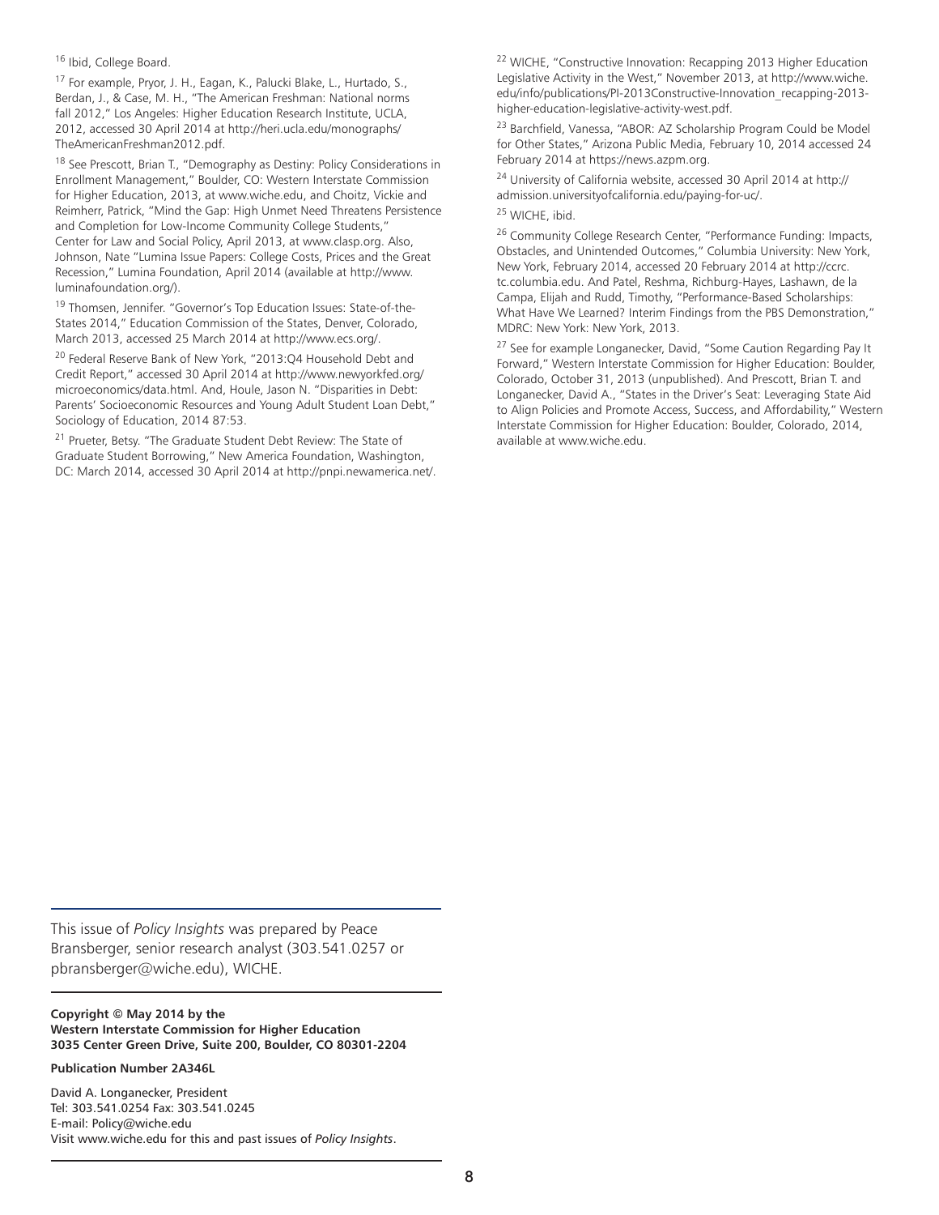[16] Ibid, College Board.

[17] For example, Pryor, J. H., Eagan, K., Palucki Blake, L., Hurtado, S., Berdan, J., & Case, M. H., "The American Freshman: National norms fall 2012," Los Angeles: Higher Education Research Institute, UCLA, 2012, accessed 30 April 2014 at http://heri.ucla.edu/monographs/TheAmericanFreshman2012.pdf.

[18] See Prescott, Brian T., "Demography as Destiny: Policy Considerations in Enrollment Management," Boulder, CO: Western Interstate Commission for Higher Education, 2013, at www.wiche.edu, and Choitz, Vickie and Reimherr, Patrick, "Mind the Gap: High Unmet Need Threatens Persistence and Completion for Low-Income Community College Students," Center for Law and Social Policy, April 2013, at www.clasp.org. Also, Johnson, Nate "Lumina Issue Papers: College Costs, Prices and the Great Recession," Lumina Foundation, April 2014 (available at http://www.luminafoundation.org/).

[19] Thomsen, Jennifer. "Governor's Top Education Issues: State-of-the-States 2014," Education Commission of the States, Denver, Colorado, March 2013, accessed 25 March 2014 at http://www.ecs.org/.

[20] Federal Reserve Bank of New York, "2013:Q4 Household Debt and Credit Report," accessed 30 April 2014 at http://www.newyorkfed.org/microeconomics/data.html. And, Houle, Jason N. "Disparities in Debt: Parents' Socioeconomic Resources and Young Adult Student Loan Debt," Sociology of Education, 2014 87:53.

[21] Prueter, Betsy. "The Graduate Student Debt Review: The State of Graduate Student Borrowing," New America Foundation, Washington, DC: March 2014, accessed 30 April 2014 at http://pnpi.newamerica.net/.

[22] WICHE, "Constructive Innovation: Recapping 2013 Higher Education Legislative Activity in the West," November 2013, at http://www.wiche.edu/info/publications/PI-2013Constructive-Innovation_recapping-2013-higher-education-legislative-activity-west.pdf.

[23] Barchfield, Vanessa, "ABOR: AZ Scholarship Program Could be Model for Other States," Arizona Public Media, February 10, 2014 accessed 24 February 2014 at https://news.azpm.org.

[24] University of California website, accessed 30 April 2014 at http://admission.universityofcalifornia.edu/paying-for-uc/.

[25] WICHE, ibid.

[26] Community College Research Center, "Performance Funding: Impacts, Obstacles, and Unintended Outcomes," Columbia University: New York, New York, February 2014, accessed 20 February 2014 at http://ccrc.tc.columbia.edu. And Patel, Reshma, Richburg-Hayes, Lashawn, de la Campa, Elijah and Rudd, Timothy, "Performance-Based Scholarships: What Have We Learned? Interim Findings from the PBS Demonstration," MDRC: New York: New York, 2013.

[27] See for example Longanecker, David, "Some Caution Regarding Pay It Forward," Western Interstate Commission for Higher Education: Boulder, Colorado, October 31, 2013 (unpublished). And Prescott, Brian T. and Longanecker, David A., "States in the Driver's Seat: Leveraging State Aid to Align Policies and Promote Access, Success, and Affordability," Western Interstate Commission for Higher Education: Boulder, Colorado, 2014, available at www.wiche.edu.

---

This issue of *Policy Insights* was prepared by Peace Bransberger, senior research analyst (303.541.0257 or pbransberger@wiche.edu), WICHE.

---

**Copyright © May 2014 by the**
**Western Interstate Commission for Higher Education**
**3035 Center Green Drive, Suite 200, Boulder, CO 80301-2204**

**Publication Number 2A346L**

David A. Longanecker, President
Tel: 303.541.0254 Fax: 303.541.0245
E-mail: Policy@wiche.edu
Visit www.wiche.edu for this and past issues of *Policy Insights*.